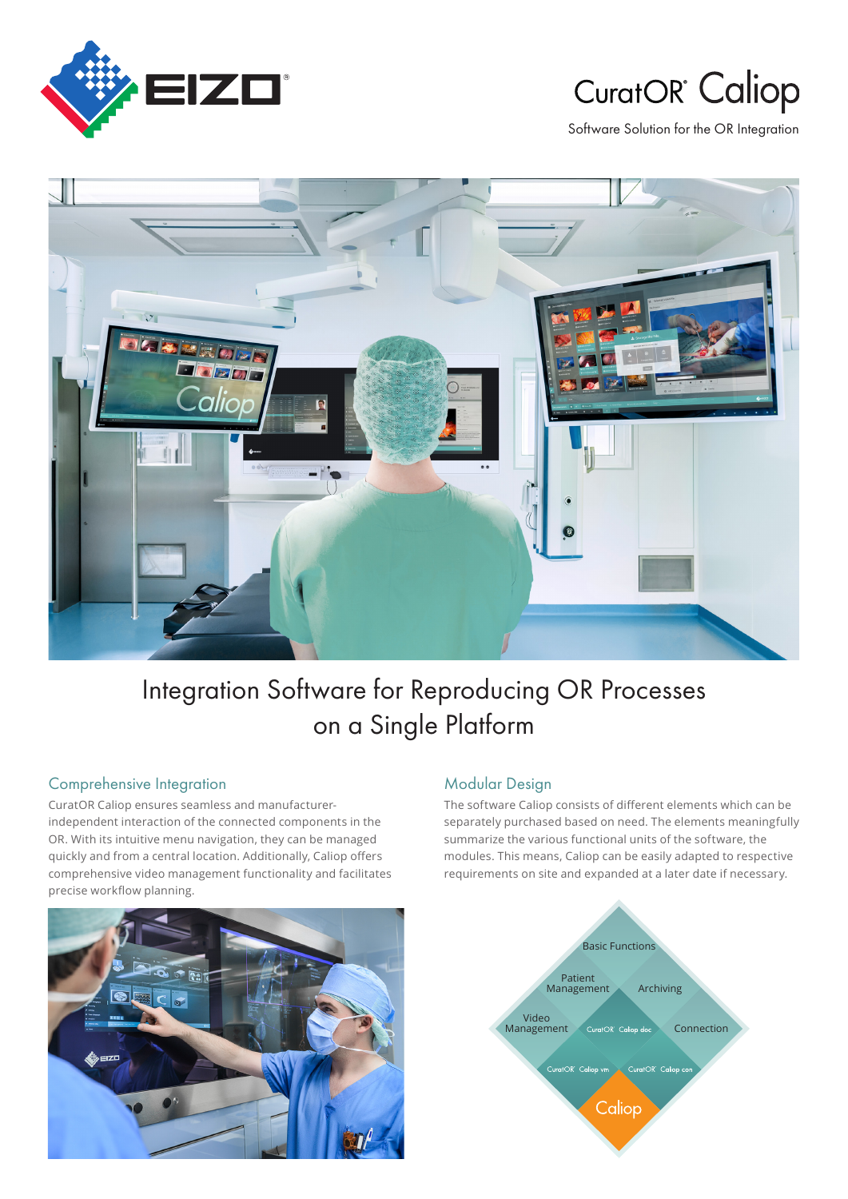# CuratOR® Caliop

Software Solution for the OR Integration

## Integration Software for Reproducing OR Processes on a Single Platform

### Comprehensive Integration

CuratOR Caliop ensures seamless and manufacturer-independent interaction of the connected components in the OR. With its intuitive menu navigation, they can be managed quickly and from a central location. Additionally, Caliop offers comprehensive video management functionality and facilitates precise workflow planning.

### Modular Design

The software Caliop consists of different elements which can be separately purchased based on need. The elements meaningfully summarize the various functional units of the software, the modules. This means, Caliop can be easily adapted to respective requirements on site and expanded at a later date if necessary.

Basic Functions

Patient Management

Archiving

Video Management

CuratOR® Caliop doc

Connection

CuratOR® Caliop vm

CuratOR® Caliop con

Caliop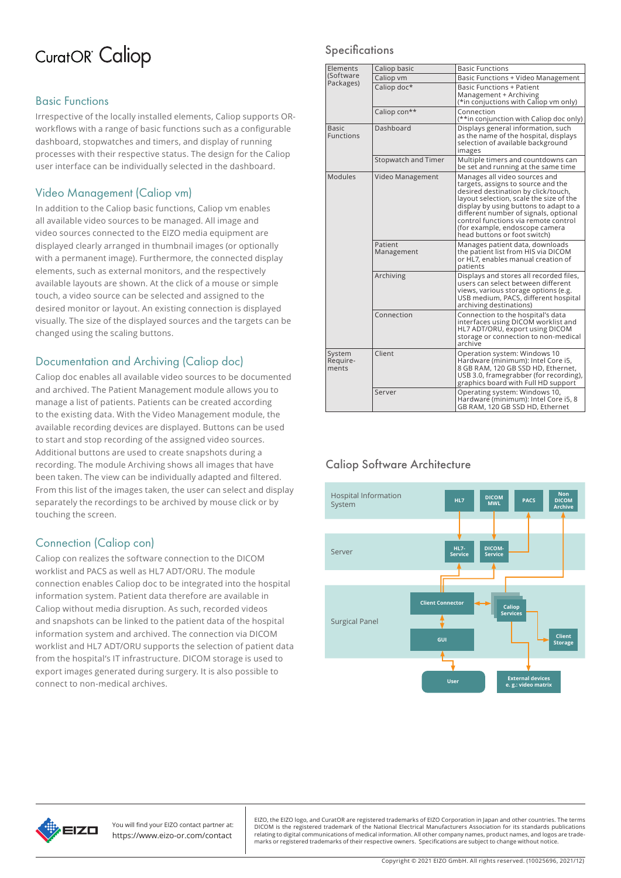# CuratOR® Caliop

## Basic Functions

Irrespective of the locally installed elements, Caliop supports OR-workflows with a range of basic functions such as a configurable dashboard, stopwatches and timers, and display of running processes with their respective status. The design for the Caliop user interface can be individually selected in the dashboard.

## Video Management (Caliop vm)

In addition to the Caliop basic functions, Caliop vm enables all available video sources to be managed. All image and video sources connected to the EIZO media equipment are displayed clearly arranged in thumbnail images (or optionally with a permanent image). Furthermore, the connected display elements, such as external monitors, and the respectively available layouts are shown. At the click of a mouse or simple touch, a video source can be selected and assigned to the desired monitor or layout. An existing connection is displayed visually. The size of the displayed sources and the targets can be changed using the scaling buttons.

## Documentation and Archiving (Caliop doc)

Caliop doc enables all available video sources to be documented and archived. The Patient Management module allows you to manage a list of patients. Patients can be created according to the existing data. With the Video Management module, the available recording devices are displayed. Buttons can be used to start and stop recording of the assigned video sources. Additional buttons are used to create snapshots during a recording. The module Archiving shows all images that have been taken. The view can be individually adapted and filtered. From this list of the images taken, the user can select and display separately the recordings to be archived by mouse click or by touching the screen.

## Connection (Caliop con)

Caliop con realizes the software connection to the DICOM worklist and PACS as well as HL7 ADT/ORU. The module connection enables Caliop doc to be integrated into the hospital information system. Patient data therefore are available in Caliop without media disruption. As such, recorded videos and snapshots can be linked to the patient data of the hospital information system and archived. The connection via DICOM worklist and HL7 ADT/ORU supports the selection of patient data from the hospital's IT infrastructure. DICOM storage is used to export images generated during surgery. It is also possible to connect to non-medical archives.

## Specifications

| | | |
|---|---|---|
| Elements (Software Packages) | Caliop basic | Basic Functions |
| | Caliop vm | Basic Functions + Video Management |
| | Caliop doc* | Basic Functions + Patient Management + Archiving (*in conjuntions with Caliop vm only) |
| | Caliop con** | Connection (**in conjunction with Caliop doc only) |
| Basic Functions | Dashboard | Displays general information, such as the name of the hospital, displays selection of available background images |
| | Stopwatch and Timer | Multiple timers and countdowns can be set and running at the same time |
| Modules | Video Management | Manages all video sources and targets, assigns to source and the desired destination by click/touch, layout selection, scale the size of the display by using buttons to adapt to a different number of signals, optional control functions via remote control (for example, endoscope camera head buttons or foot switch) |
| | Patient Management | Manages patient data, downloads the patient list from HIS via DICOM or HL7, enables manual creation of patients |
| | Archiving | Displays and stores all recorded files, users can select between different views, various storage options (e.g. USB medium, PACS, different hospital archiving destinations) |
| | Connection | Connection to the hospital's data interfaces using DICOM worklist and HL7 ADT/ORU, export using DICOM storage or connection to non-medical archive |
| System Require-ments | Client | Operation system: Windows 10 Hardware (minimum): Intel Core i5, 8 GB RAM, 120 GB SSD HD, Ethernet, USB 3.0, framegrabber (for recording), graphics board with Full HD support |
| | Server | Operating system: Windows 10, Hardware (minimum): Intel Core i5, 8 GB RAM, 120 GB SSD HD, Ethernet |

## Caliop Software Architecture

Hospital Information System
HL7
DICOM MWL
PACS
Non DICOM Archive
Server
HL7-Service
DICOM-Service
Surgical Panel
Client Connector
Caliop Services
GUI
Client Storage
User
External devices e. g.: video matrix

You will find your EIZO contact partner at:
https://www.eizo-or.com/contact

EIZO, the EIZO logo, and CuratOR are registered trademarks of EIZO Corporation in Japan and other countries. The terms DICOM is the registered trademark of the National Electrical Manufacturers Association for its standards publications relating to digital communications of medical information. All other company names, product names, and logos are trademarks or registered trademarks of their respective owners. Specifications are subject to change without notice.

Copyright © 2021 EIZO GmbH. All rights reserved. (10025696, 2021/12)